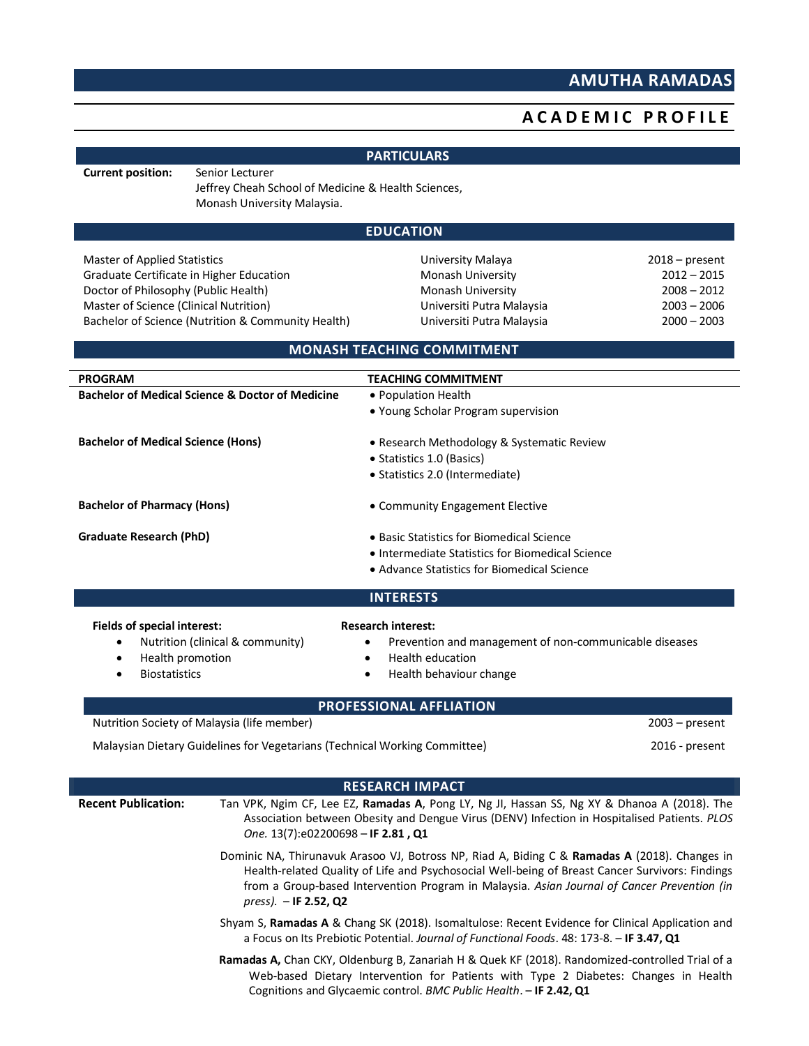# AMUTHA RAMADAS

## ACADEMIC PROFILE

## PARTICULARS

**Current position:** Senior Lecturer
Jeffrey Cheah School of Medicine & Health Sciences,
Monash University Malaysia.

## EDUCATION

| | | |
|---|---|---|
| Master of Applied Statistics | University Malaya | 2018 – present |
| Graduate Certificate in Higher Education | Monash University | 2012 – 2015 |
| Doctor of Philosophy (Public Health) | Monash University | 2008 – 2012 |
| Master of Science (Clinical Nutrition) | Universiti Putra Malaysia | 2003 – 2006 |
| Bachelor of Science (Nutrition & Community Health) | Universiti Putra Malaysia | 2000 – 2003 |

## MONASH TEACHING COMMITMENT

| PROGRAM | TEACHING COMMITMENT |
|---|---|
| **Bachelor of Medical Science & Doctor of Medicine** | • Population Health<br>• Young Scholar Program supervision |
| **Bachelor of Medical Science (Hons)** | • Research Methodology & Systematic Review<br>• Statistics 1.0 (Basics)<br>• Statistics 2.0 (Intermediate) |
| **Bachelor of Pharmacy (Hons)** | • Community Engagement Elective |
| **Graduate Research (PhD)** | • Basic Statistics for Biomedical Science<br>• Intermediate Statistics for Biomedical Science<br>• Advance Statistics for Biomedical Science |

## INTERESTS

**Fields of special interest:**

- Nutrition (clinical & community)
- Health promotion
- Biostatistics

**Research interest:**

- Prevention and management of non-communicable diseases
- Health education
- Health behaviour change

## PROFESSIONAL AFFLIATION

| | |
|---|---|
| Nutrition Society of Malaysia (life member) | 2003 – present |
| Malaysian Dietary Guidelines for Vegetarians (Technical Working Committee) | 2016 - present |

## RESEARCH IMPACT

**Recent Publication:**

Tan VPK, Ngim CF, Lee EZ, **Ramadas A**, Pong LY, Ng JI, Hassan SS, Ng XY & Dhanoa A (2018). The Association between Obesity and Dengue Virus (DENV) Infection in Hospitalised Patients. *PLOS One.* 13(7):e02200698 – **IF 2.81 , Q1**

Dominic NA, Thirunavuk Arasoo VJ, Botross NP, Riad A, Biding C & **Ramadas A** (2018). Changes in Health-related Quality of Life and Psychosocial Well-being of Breast Cancer Survivors: Findings from a Group-based Intervention Program in Malaysia. *Asian Journal of Cancer Prevention (in press).* – **IF 2.52, Q2**

Shyam S, **Ramadas A** & Chang SK (2018). Isomaltulose: Recent Evidence for Clinical Application and a Focus on Its Prebiotic Potential. *Journal of Functional Foods*. 48: 173-8. – **IF 3.47, Q1**

**Ramadas A,** Chan CKY, Oldenburg B, Zanariah H & Quek KF (2018). Randomized-controlled Trial of a Web-based Dietary Intervention for Patients with Type 2 Diabetes: Changes in Health Cognitions and Glycaemic control. *BMC Public Health*. – **IF 2.42, Q1**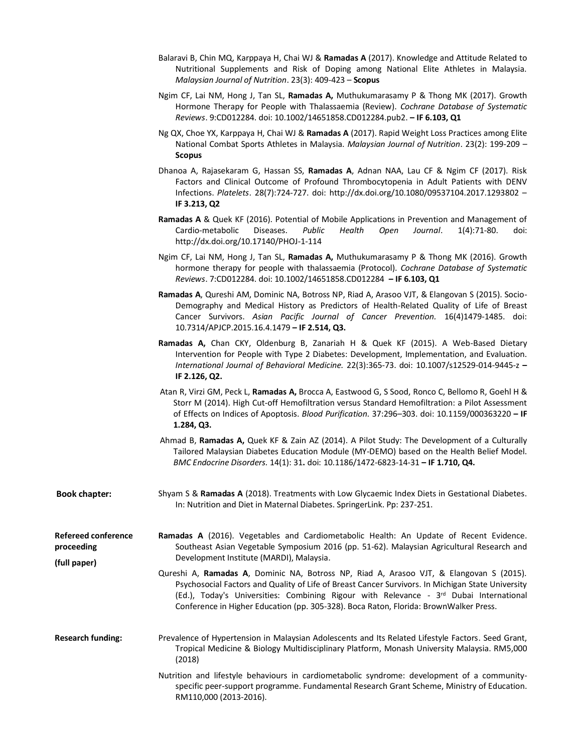Balaravi B, Chin MQ, Karppaya H, Chai WJ & **Ramadas A** (2017). Knowledge and Attitude Related to Nutritional Supplements and Risk of Doping among National Elite Athletes in Malaysia. *Malaysian Journal of Nutrition*. 23(3): 409-423 – **Scopus**

Ngim CF, Lai NM, Hong J, Tan SL, **Ramadas A,** Muthukumarasamy P & Thong MK (2017). Growth Hormone Therapy for People with Thalassaemia (Review). *Cochrane Database of Systematic Reviews*. 9:CD012284. doi: 10.1002/14651858.CD012284.pub2. **– IF 6.103, Q1**

Ng QX, Choe YX, Karppaya H, Chai WJ & **Ramadas A** (2017). Rapid Weight Loss Practices among Elite National Combat Sports Athletes in Malaysia. *Malaysian Journal of Nutrition*. 23(2): 199-209 – **Scopus**

Dhanoa A, Rajasekaram G, Hassan SS, **Ramadas A**, Adnan NAA, Lau CF & Ngim CF (2017). Risk Factors and Clinical Outcome of Profound Thrombocytopenia in Adult Patients with DENV Infections. *Platelets*. 28(7):724-727. doi: http://dx.doi.org/10.1080/09537104.2017.1293802 – **IF 3.213, Q2**

**Ramadas A** & Quek KF (2016). Potential of Mobile Applications in Prevention and Management of Cardio-metabolic Diseases. *Public Health Open Journal*. 1(4):71-80. doi: http://dx.doi.org/10.17140/PHOJ-1-114

Ngim CF, Lai NM, Hong J, Tan SL, **Ramadas A,** Muthukumarasamy P & Thong MK (2016). Growth hormone therapy for people with thalassaemia (Protocol). *Cochrane Database of Systematic Reviews*. 7:CD012284. doi: 10.1002/14651858.CD012284 **– IF 6.103, Q1**

**Ramadas A**, Qureshi AM, Dominic NA, Botross NP, Riad A, Arasoo VJT, & Elangovan S (2015). Socio-Demography and Medical History as Predictors of Health-Related Quality of Life of Breast Cancer Survivors. *Asian Pacific Journal of Cancer Prevention.* 16(4)1479-1485. doi: 10.7314/APJCP.2015.16.4.1479 **– IF 2.514, Q3.**

**Ramadas A,** Chan CKY, Oldenburg B, Zanariah H & Quek KF (2015). A Web-Based Dietary Intervention for People with Type 2 Diabetes: Development, Implementation, and Evaluation. *International Journal of Behavioral Medicine.* 22(3):365-73. doi: 10.1007/s12529-014-9445-z **– IF 2.126, Q2.**

Atan R, Virzi GM, Peck L, **Ramadas A,** Brocca A, Eastwood G, S Sood, Ronco C, Bellomo R, Goehl H & Storr M (2014). High Cut-off Hemofiltration versus Standard Hemofiltration: a Pilot Assessment of Effects on Indices of Apoptosis. *Blood Purification.* 37:296–303. doi: 10.1159/000363220 **– IF 1.284, Q3.**

Ahmad B, **Ramadas A,** Quek KF & Zain AZ (2014). A Pilot Study: The Development of a Culturally Tailored Malaysian Diabetes Education Module (MY-DEMO) based on the Health Belief Model. *BMC Endocrine Disorders.* 14(1): 31**.** doi: 10.1186/1472-6823-14-31 **– IF 1.710, Q4.**

**Book chapter:**

Shyam S & **Ramadas A** (2018). Treatments with Low Glycaemic Index Diets in Gestational Diabetes. In: Nutrition and Diet in Maternal Diabetes. SpringerLink. Pp: 237-251.

**Refereed conference proceeding (full paper)**

**Ramadas A** (2016). Vegetables and Cardiometabolic Health: An Update of Recent Evidence. Southeast Asian Vegetable Symposium 2016 (pp. 51-62). Malaysian Agricultural Research and Development Institute (MARDI), Malaysia.

Qureshi A, **Ramadas A**, Dominic NA, Botross NP, Riad A, Arasoo VJT, & Elangovan S (2015). Psychosocial Factors and Quality of Life of Breast Cancer Survivors. In Michigan State University (Ed.), Today's Universities: Combining Rigour with Relevance - 3rd Dubai International Conference in Higher Education (pp. 305-328). Boca Raton, Florida: BrownWalker Press.

**Research funding:**

Prevalence of Hypertension in Malaysian Adolescents and Its Related Lifestyle Factors. Seed Grant, Tropical Medicine & Biology Multidisciplinary Platform, Monash University Malaysia. RM5,000 (2018)

Nutrition and lifestyle behaviours in cardiometabolic syndrome: development of a community-specific peer-support programme. Fundamental Research Grant Scheme, Ministry of Education. RM110,000 (2013-2016).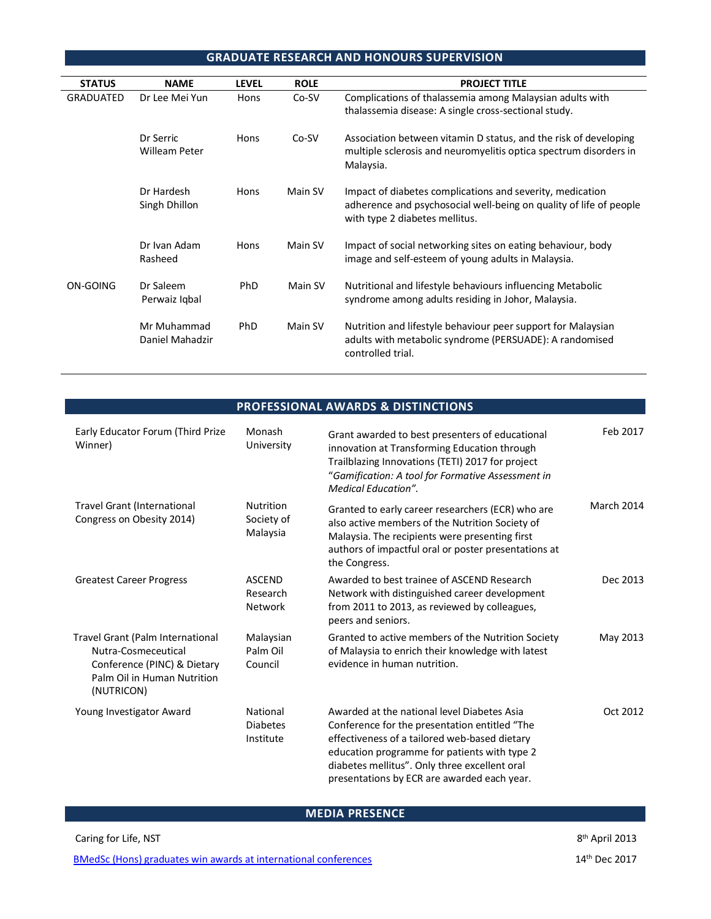## GRADUATE RESEARCH AND HONOURS SUPERVISION

| STATUS | NAME | LEVEL | ROLE | PROJECT TITLE |
|---|---|---|---|---|
| GRADUATED | Dr Lee Mei Yun | Hons | Co-SV | Complications of thalassemia among Malaysian adults with thalassemia disease: A single cross-sectional study. |
| | Dr Serric Willeam Peter | Hons | Co-SV | Association between vitamin D status, and the risk of developing multiple sclerosis and neuromyelitis optica spectrum disorders in Malaysia. |
| | Dr Hardesh Singh Dhillon | Hons | Main SV | Impact of diabetes complications and severity, medication adherence and psychosocial well-being on quality of life of people with type 2 diabetes mellitus. |
| | Dr Ivan Adam Rasheed | Hons | Main SV | Impact of social networking sites on eating behaviour, body image and self-esteem of young adults in Malaysia. |
| ON-GOING | Dr Saleem Perwaiz Iqbal | PhD | Main SV | Nutritional and lifestyle behaviours influencing Metabolic syndrome among adults residing in Johor, Malaysia. |
| | Mr Muhammad Daniel Mahadzir | PhD | Main SV | Nutrition and lifestyle behaviour peer support for Malaysian adults with metabolic syndrome (PERSUADE): A randomised controlled trial. |

## PROFESSIONAL AWARDS & DISTINCTIONS

| | | | |
|---|---|---|---|
| Early Educator Forum (Third Prize Winner) | Monash University | Grant awarded to best presenters of educational innovation at Transforming Education through Trailblazing Innovations (TETI) 2017 for project "*Gamification: A tool for Formative Assessment in Medical Education*". | Feb 2017 |
| Travel Grant (International Congress on Obesity 2014) | Nutrition Society of Malaysia | Granted to early career researchers (ECR) who are also active members of the Nutrition Society of Malaysia. The recipients were presenting first authors of impactful oral or poster presentations at the Congress. | March 2014 |
| Greatest Career Progress | ASCEND Research Network | Awarded to best trainee of ASCEND Research Network with distinguished career development from 2011 to 2013, as reviewed by colleagues, peers and seniors. | Dec 2013 |
| Travel Grant (Palm International Nutra-Cosmeceutical Conference (PINC) & Dietary Palm Oil in Human Nutrition (NUTRICON) | Malaysian Palm Oil Council | Granted to active members of the Nutrition Society of Malaysia to enrich their knowledge with latest evidence in human nutrition. | May 2013 |
| Young Investigator Award | National Diabetes Institute | Awarded at the national level Diabetes Asia Conference for the presentation entitled "The effectiveness of a tailored web-based dietary education programme for patients with type 2 diabetes mellitus". Only three excellent oral presentations by ECR are awarded each year. | Oct 2012 |

## MEDIA PRESENCE

| | |
|---|---|
| Caring for Life, NST | 8th April 2013 |
| BMedSc (Hons) graduates win awards at international conferences | 14th Dec 2017 |